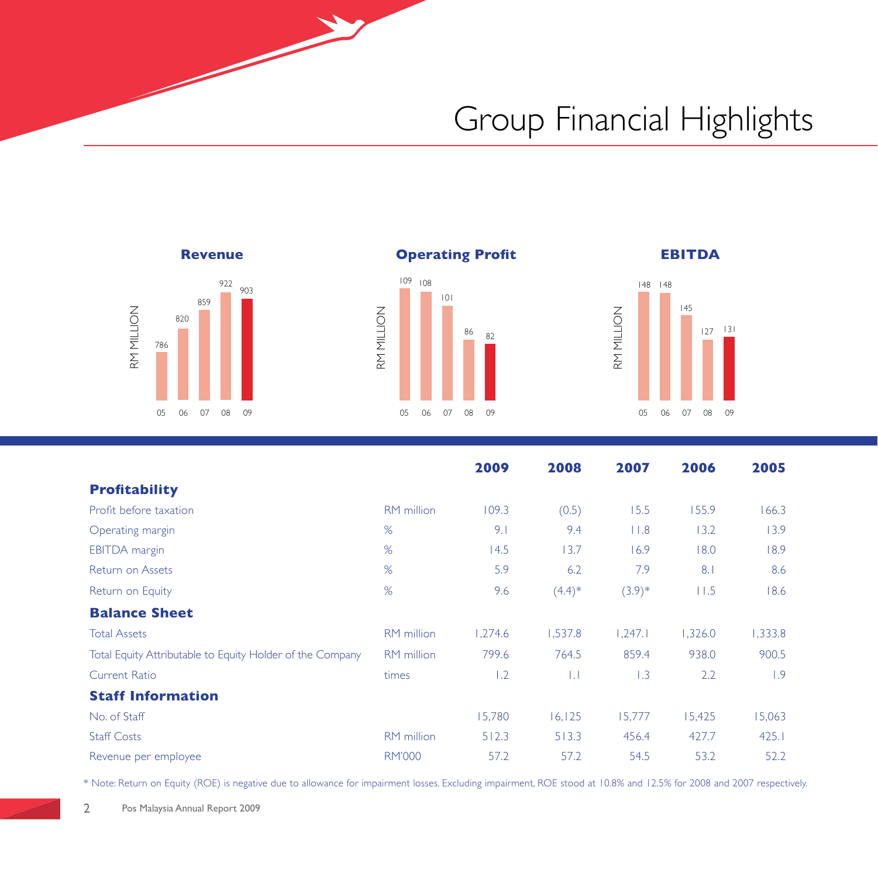# Group Financial Highlights

**Revenue**

RM MILLION

| 05 | 06 | 07 | 08 | 09 |
|---|---|---|---|---|
| 786 | 820 | 859 | 922 | 903 |

**Operating Profit**

RM MILLION

| 05 | 06 | 07 | 08 | 09 |
|---|---|---|---|---|
| 109 | 108 | 101 | 86 | 82 |

**EBITDA**

RM MILLION

| 05 | 06 | 07 | 08 | 09 |
|---|---|---|---|---|
| 148 | 148 | 145 | 127 | 131 |

| | | **2009** | **2008** | **2007** | **2006** | **2005** |
|---|---|---|---|---|---|---|
| **Profitability** | | | | | | |
| Profit before taxation | RM million | 109.3 | (0.5) | 15.5 | 155.9 | 166.3 |
| Operating margin | % | 9.1 | 9.4 | 11.8 | 13.2 | 13.9 |
| EBITDA margin | % | 14.5 | 13.7 | 16.9 | 18.0 | 18.9 |
| Return on Assets | % | 5.9 | 6.2 | 7.9 | 8.1 | 8.6 |
| Return on Equity | % | 9.6 | (4.4)* | (3.9)* | 11.5 | 18.6 |
| **Balance Sheet** | | | | | | |
| Total Assets | RM million | 1,274.6 | 1,537.8 | 1,247.1 | 1,326.0 | 1,333.8 |
| Total Equity Attributable to Equity Holder of the Company | RM million | 799.6 | 764.5 | 859.4 | 938.0 | 900.5 |
| Current Ratio | times | 1.2 | 1.1 | 1.3 | 2.2 | 1.9 |
| **Staff Information** | | | | | | |
| No. of Staff | | 15,780 | 16,125 | 15,777 | 15,425 | 15,063 |
| Staff Costs | RM million | 512.3 | 513.3 | 456.4 | 427.7 | 425.1 |
| Revenue per employee | RM'000 | 57.2 | 57.2 | 54.5 | 53.2 | 52.2 |

* Note: Return on Equity (ROE) is negative due to allowance for impairment losses. Excluding impairment, ROE stood at 10.8% and 12.5% for 2008 and 2007 respectively.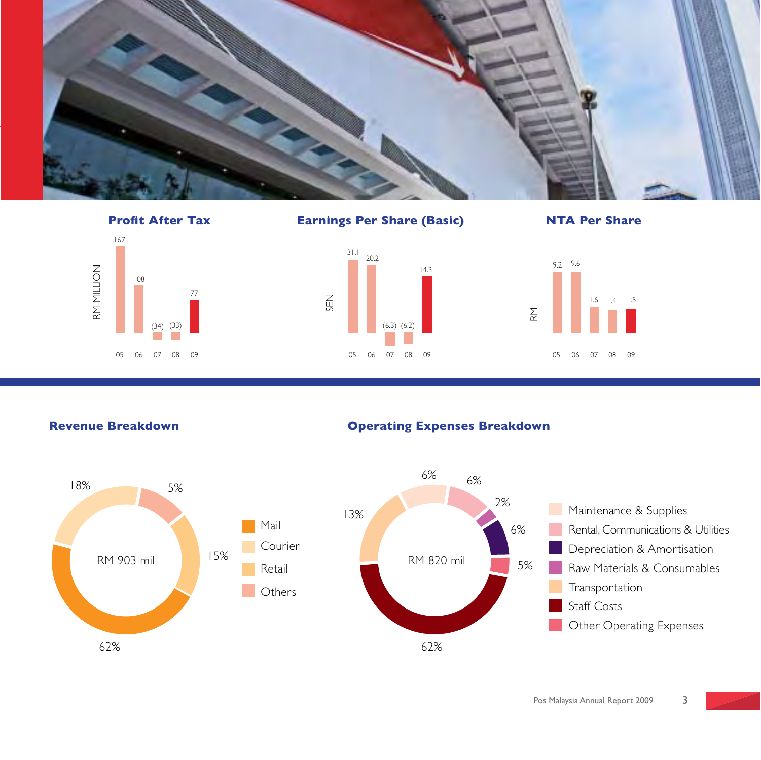## Profit After Tax

RM MILLION

167
108
(34)
(33)
77

05 06 07 08 09

## Earnings Per Share (Basic)

SEN

31.1
20.2
(6.3)
(6.2)
14.3

05 06 07 08 09

## NTA Per Share

RM

9.2
9.6
1.6
1.4
1.5

05 06 07 08 09

## Revenue Breakdown

RM 903 mil

18%
5%
15%
62%

Mail
Courier
Retail
Others

## Operating Expenses Breakdown

RM 820 mil

6%
6%
2%
6%
5%
13%
62%

Maintenance & Supplies
Rental, Communications & Utilities
Depreciation & Amortisation
Raw Materials & Consumables
Transportation
Staff Costs
Other Operating Expenses

Pos Malaysia Annual Report 2009